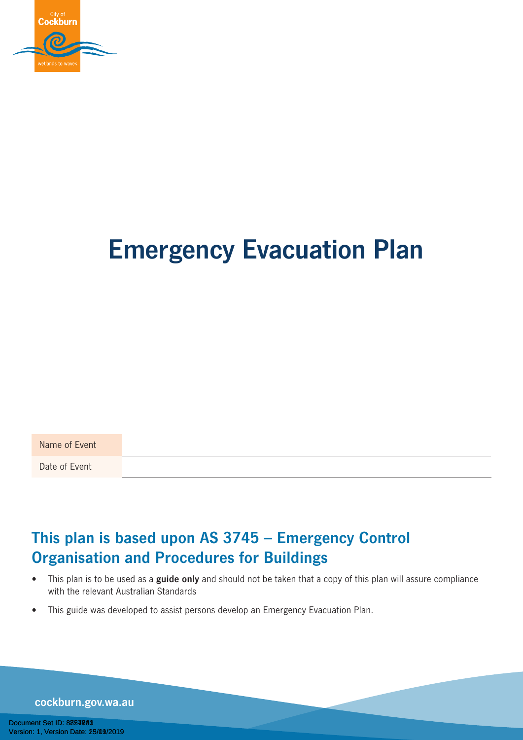# Emergency Evacuation Plan

| Name of Event | |
|---|---|
| Date of Event | |

## This plan is based upon AS 3745 – Emergency Control Organisation and Procedures for Buildings

- This plan is to be used as a **guide only** and should not be taken that a copy of this plan will assure compliance with the relevant Australian Standards
- This guide was developed to assist persons develop an Emergency Evacuation Plan.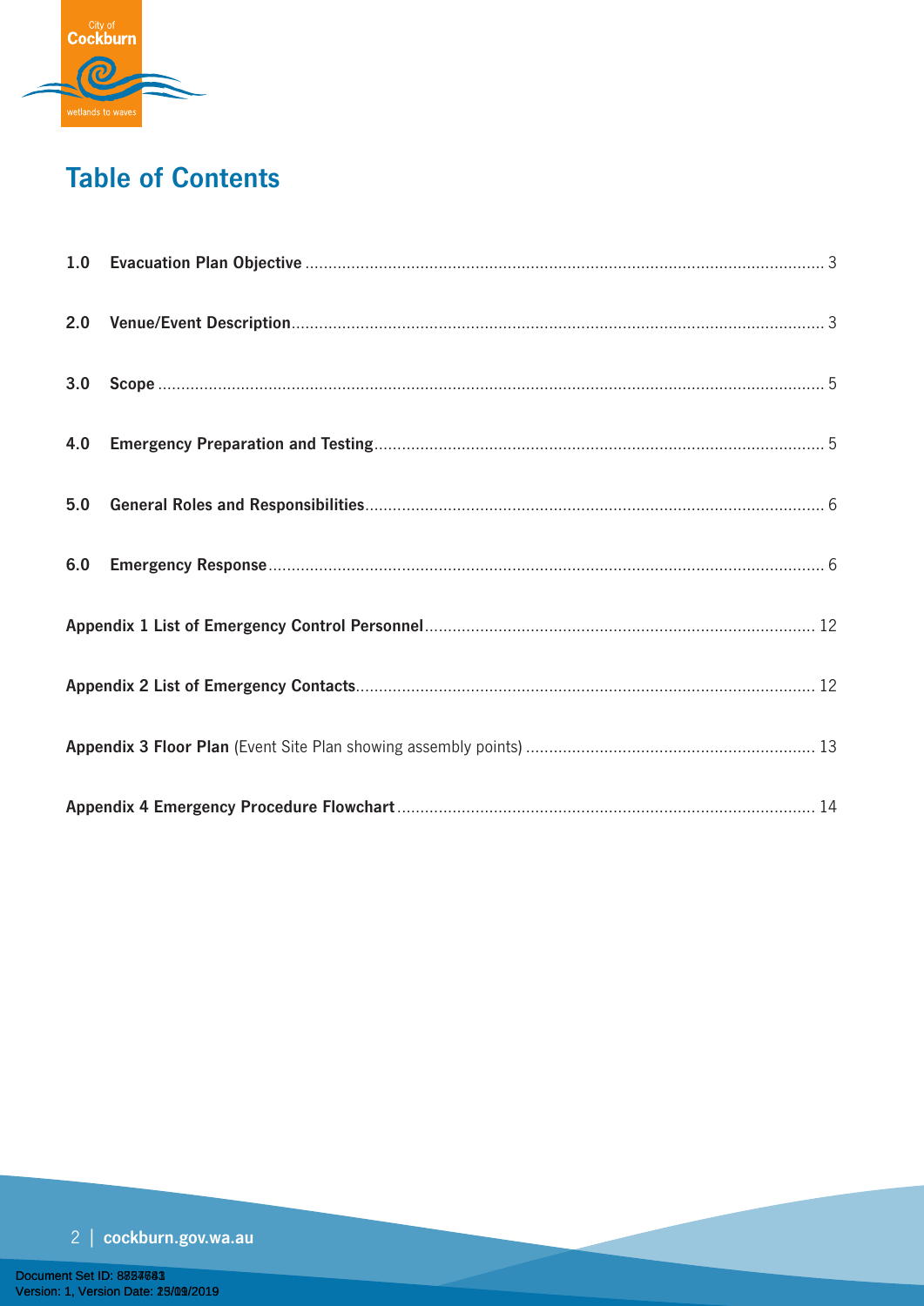# Table of Contents

| | | |
|---|---|---|
| **1.0** | **Evacuation Plan Objective** | 3 |
| **2.0** | **Venue/Event Description** | 3 |
| **3.0** | **Scope** | 5 |
| **4.0** | **Emergency Preparation and Testing** | 5 |
| **5.0** | **General Roles and Responsibilities** | 6 |
| **6.0** | **Emergency Response** | 6 |
| **Appendix 1** | **List of Emergency Control Personnel** | 12 |
| **Appendix 2** | **List of Emergency Contacts** | 12 |
| **Appendix 3** | **Floor Plan** (Event Site Plan showing assembly points) | 13 |
| **Appendix 4** | **Emergency Procedure Flowchart** | 14 |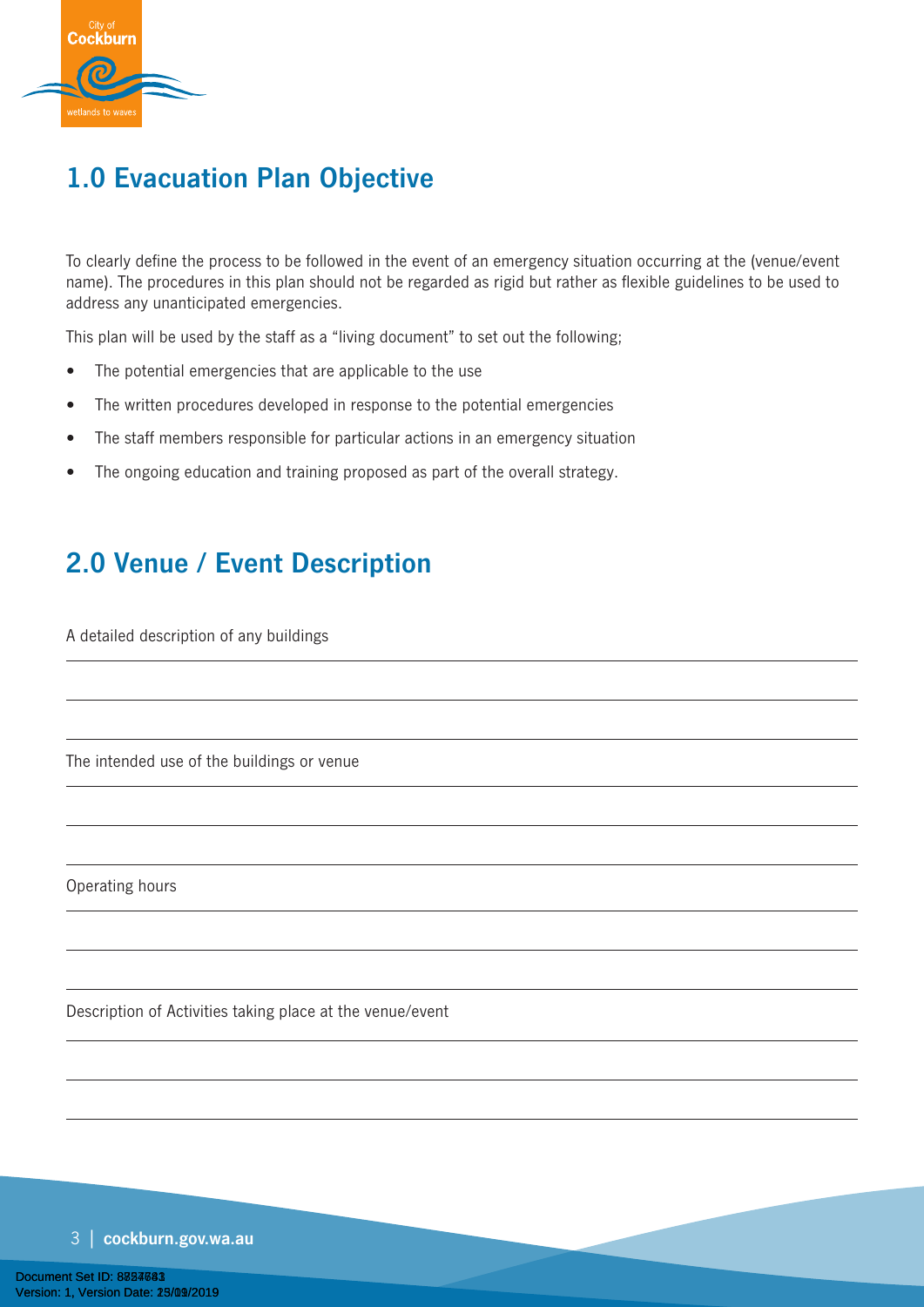## 1.0 Evacuation Plan Objective

To clearly define the process to be followed in the event of an emergency situation occurring at the (venue/event name). The procedures in this plan should not be regarded as rigid but rather as flexible guidelines to be used to address any unanticipated emergencies.

This plan will be used by the staff as a "living document" to set out the following;

- The potential emergencies that are applicable to the use
- The written procedures developed in response to the potential emergencies
- The staff members responsible for particular actions in an emergency situation
- The ongoing education and training proposed as part of the overall strategy.

## 2.0 Venue / Event Description

A detailed description of any buildings

\_\_\_\_\_\_\_\_\_\_\_\_\_\_\_\_\_\_\_\_\_\_\_\_\_\_\_\_\_\_\_\_\_\_\_\_\_\_\_\_

\_\_\_\_\_\_\_\_\_\_\_\_\_\_\_\_\_\_\_\_\_\_\_\_\_\_\_\_\_\_\_\_\_\_\_\_\_\_\_\_

\_\_\_\_\_\_\_\_\_\_\_\_\_\_\_\_\_\_\_\_\_\_\_\_\_\_\_\_\_\_\_\_\_\_\_\_\_\_\_\_

The intended use of the buildings or venue

\_\_\_\_\_\_\_\_\_\_\_\_\_\_\_\_\_\_\_\_\_\_\_\_\_\_\_\_\_\_\_\_\_\_\_\_\_\_\_\_

\_\_\_\_\_\_\_\_\_\_\_\_\_\_\_\_\_\_\_\_\_\_\_\_\_\_\_\_\_\_\_\_\_\_\_\_\_\_\_\_

\_\_\_\_\_\_\_\_\_\_\_\_\_\_\_\_\_\_\_\_\_\_\_\_\_\_\_\_\_\_\_\_\_\_\_\_\_\_\_\_

Operating hours

\_\_\_\_\_\_\_\_\_\_\_\_\_\_\_\_\_\_\_\_\_\_\_\_\_\_\_\_\_\_\_\_\_\_\_\_\_\_\_\_

\_\_\_\_\_\_\_\_\_\_\_\_\_\_\_\_\_\_\_\_\_\_\_\_\_\_\_\_\_\_\_\_\_\_\_\_\_\_\_\_

\_\_\_\_\_\_\_\_\_\_\_\_\_\_\_\_\_\_\_\_\_\_\_\_\_\_\_\_\_\_\_\_\_\_\_\_\_\_\_\_

Description of Activities taking place at the venue/event

\_\_\_\_\_\_\_\_\_\_\_\_\_\_\_\_\_\_\_\_\_\_\_\_\_\_\_\_\_\_\_\_\_\_\_\_\_\_\_\_

\_\_\_\_\_\_\_\_\_\_\_\_\_\_\_\_\_\_\_\_\_\_\_\_\_\_\_\_\_\_\_\_\_\_\_\_\_\_\_\_

\_\_\_\_\_\_\_\_\_\_\_\_\_\_\_\_\_\_\_\_\_\_\_\_\_\_\_\_\_\_\_\_\_\_\_\_\_\_\_\_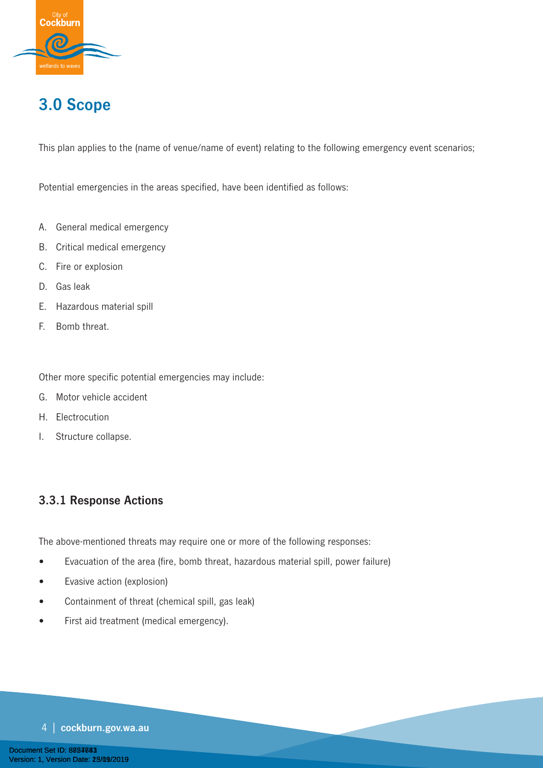# 3.0 Scope

This plan applies to the (name of venue/name of event) relating to the following emergency event scenarios;

Potential emergencies in the areas specified, have been identified as follows:

A. General medical emergency

B. Critical medical emergency

C. Fire or explosion

D. Gas leak

E. Hazardous material spill

F. Bomb threat.

Other more specific potential emergencies may include:

G. Motor vehicle accident

H. Electrocution

I. Structure collapse.

### 3.3.1 Response Actions

The above-mentioned threats may require one or more of the following responses:

- Evacuation of the area (fire, bomb threat, hazardous material spill, power failure)
- Evasive action (explosion)
- Containment of threat (chemical spill, gas leak)
- First aid treatment (medical emergency).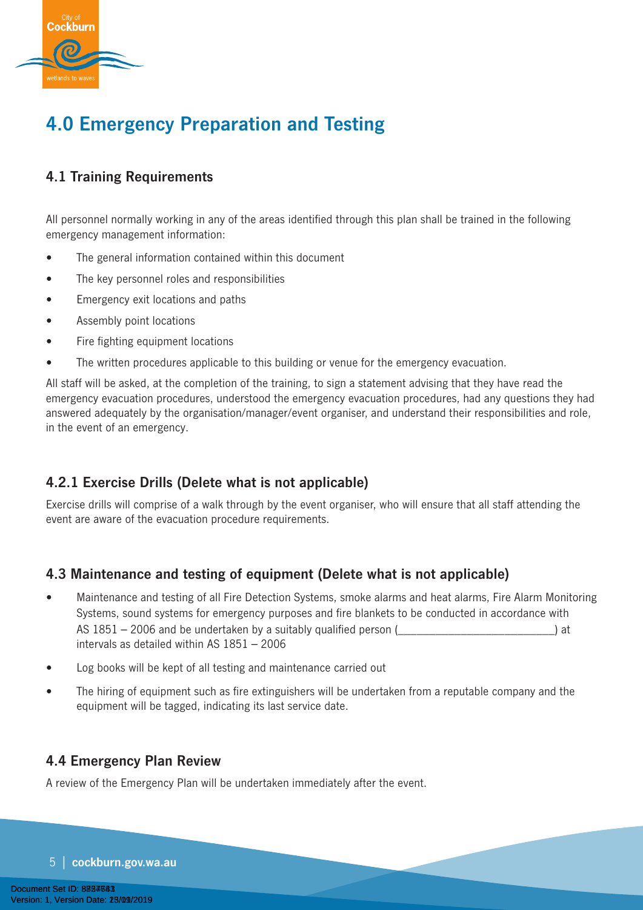# 4.0 Emergency Preparation and Testing

## 4.1 Training Requirements

All personnel normally working in any of the areas identified through this plan shall be trained in the following emergency management information:

- The general information contained within this document
- The key personnel roles and responsibilities
- Emergency exit locations and paths
- Assembly point locations
- Fire fighting equipment locations
- The written procedures applicable to this building or venue for the emergency evacuation.

All staff will be asked, at the completion of the training, to sign a statement advising that they have read the emergency evacuation procedures, understood the emergency evacuation procedures, had any questions they had answered adequately by the organisation/manager/event organiser, and understand their responsibilities and role, in the event of an emergency.

## 4.2.1 Exercise Drills (Delete what is not applicable)

Exercise drills will comprise of a walk through by the event organiser, who will ensure that all staff attending the event are aware of the evacuation procedure requirements.

## 4.3 Maintenance and testing of equipment (Delete what is not applicable)

- Maintenance and testing of all Fire Detection Systems, smoke alarms and heat alarms, Fire Alarm Monitoring Systems, sound systems for emergency purposes and fire blankets to be conducted in accordance with AS 1851 – 2006 and be undertaken by a suitably qualified person (___________________________) at intervals as detailed within AS 1851 – 2006
- Log books will be kept of all testing and maintenance carried out
- The hiring of equipment such as fire extinguishers will be undertaken from a reputable company and the equipment will be tagged, indicating its last service date.

## 4.4 Emergency Plan Review

A review of the Emergency Plan will be undertaken immediately after the event.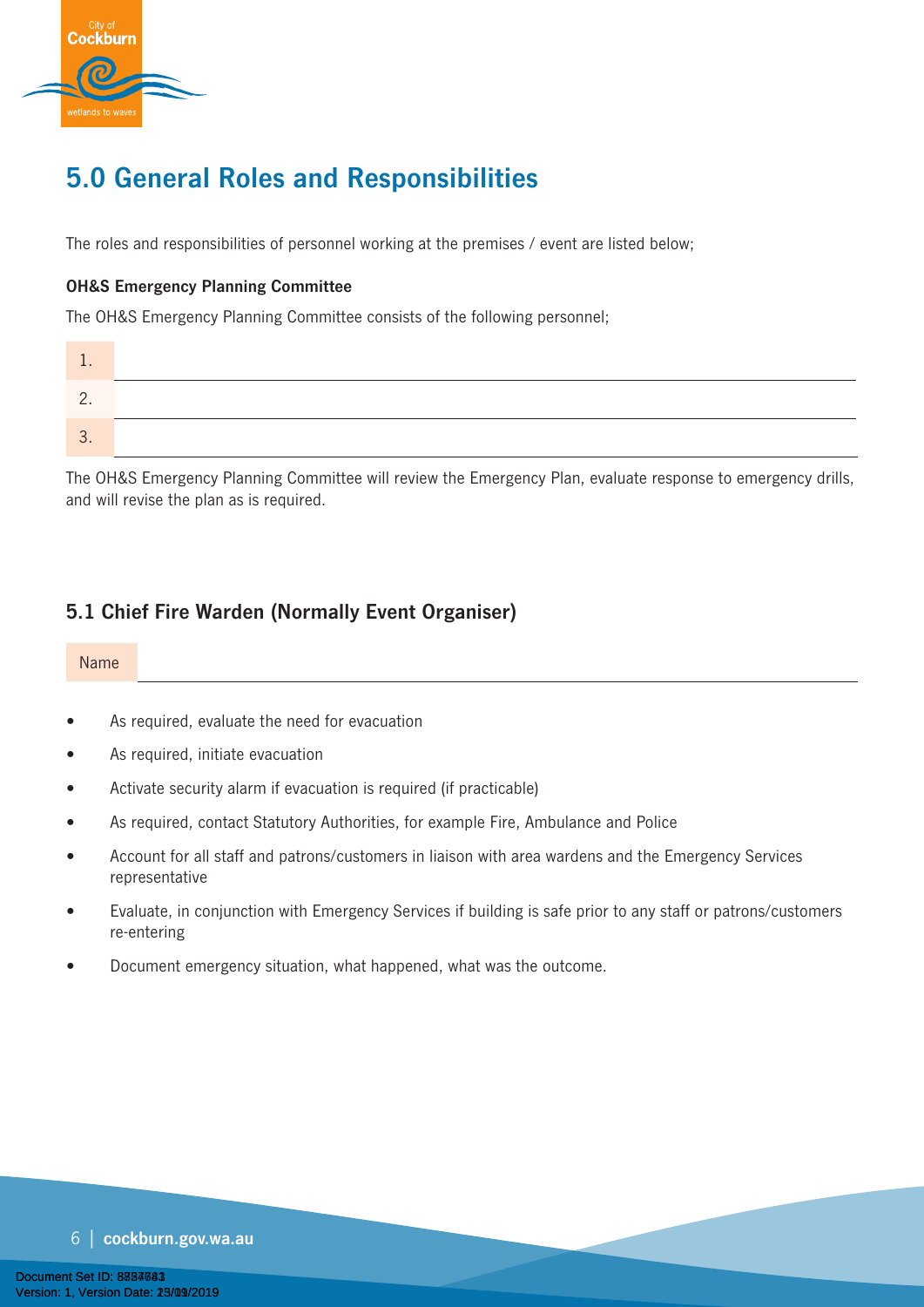# 5.0 General Roles and Responsibilities

The roles and responsibilities of personnel working at the premises / event are listed below;

**OH&S Emergency Planning Committee**

The OH&S Emergency Planning Committee consists of the following personnel;

| | |
|---|---|
| 1. | |
| 2. | |
| 3. | |

The OH&S Emergency Planning Committee will review the Emergency Plan, evaluate response to emergency drills, and will revise the plan as is required.

## 5.1 Chief Fire Warden (Normally Event Organiser)

| | |
|---|---|
| Name | |

- As required, evaluate the need for evacuation
- As required, initiate evacuation
- Activate security alarm if evacuation is required (if practicable)
- As required, contact Statutory Authorities, for example Fire, Ambulance and Police
- Account for all staff and patrons/customers in liaison with area wardens and the Emergency Services representative
- Evaluate, in conjunction with Emergency Services if building is safe prior to any staff or patrons/customers re-entering
- Document emergency situation, what happened, what was the outcome.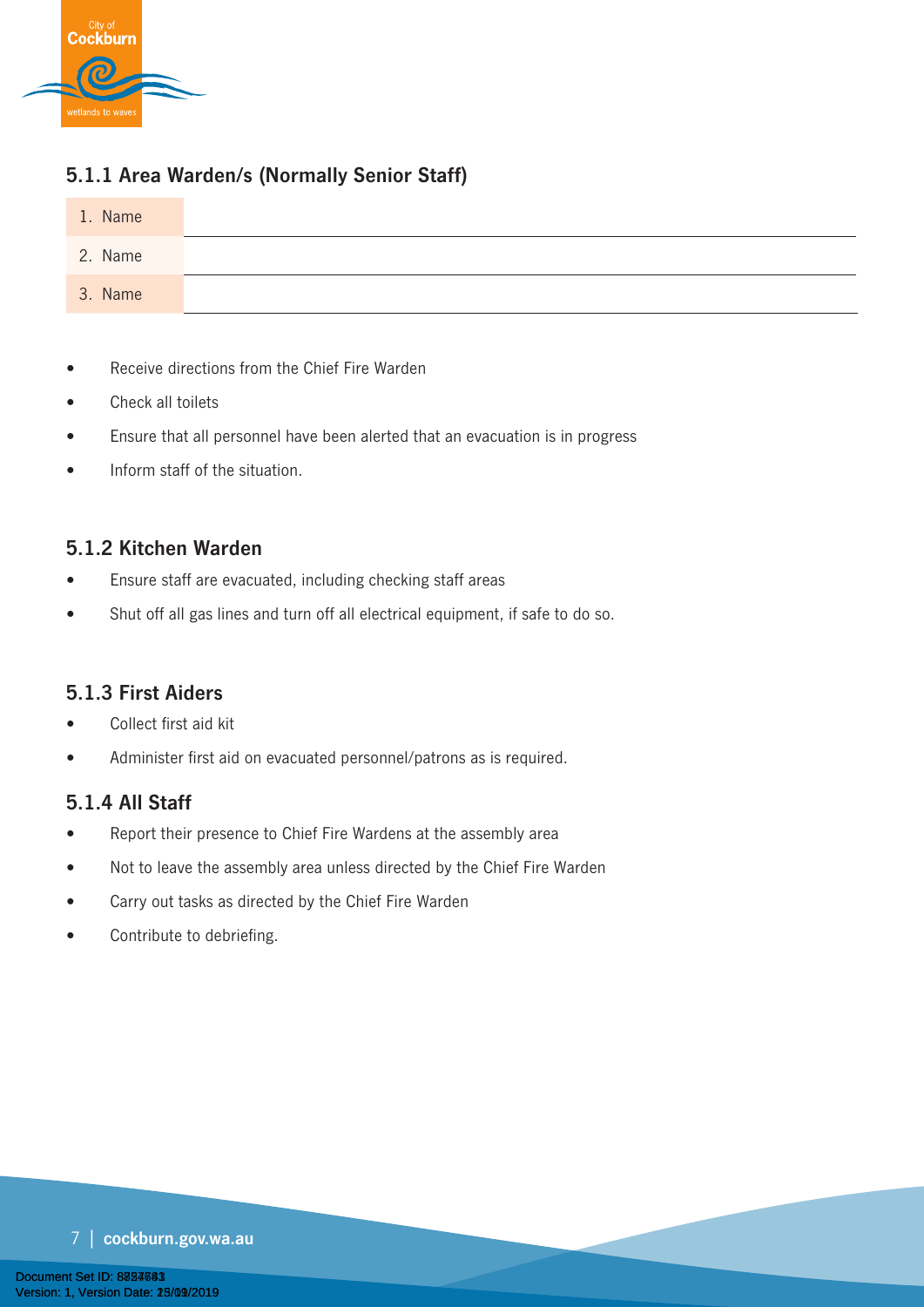### 5.1.1 Area Warden/s (Normally Senior Staff)

| | |
|---|---|
| 1. Name | |
| 2. Name | |
| 3. Name | |

- Receive directions from the Chief Fire Warden
- Check all toilets
- Ensure that all personnel have been alerted that an evacuation is in progress
- Inform staff of the situation.

### 5.1.2 Kitchen Warden

- Ensure staff are evacuated, including checking staff areas
- Shut off all gas lines and turn off all electrical equipment, if safe to do so.

### 5.1.3 First Aiders

- Collect first aid kit
- Administer first aid on evacuated personnel/patrons as is required.

### 5.1.4 All Staff

- Report their presence to Chief Fire Wardens at the assembly area
- Not to leave the assembly area unless directed by the Chief Fire Warden
- Carry out tasks as directed by the Chief Fire Warden
- Contribute to debriefing.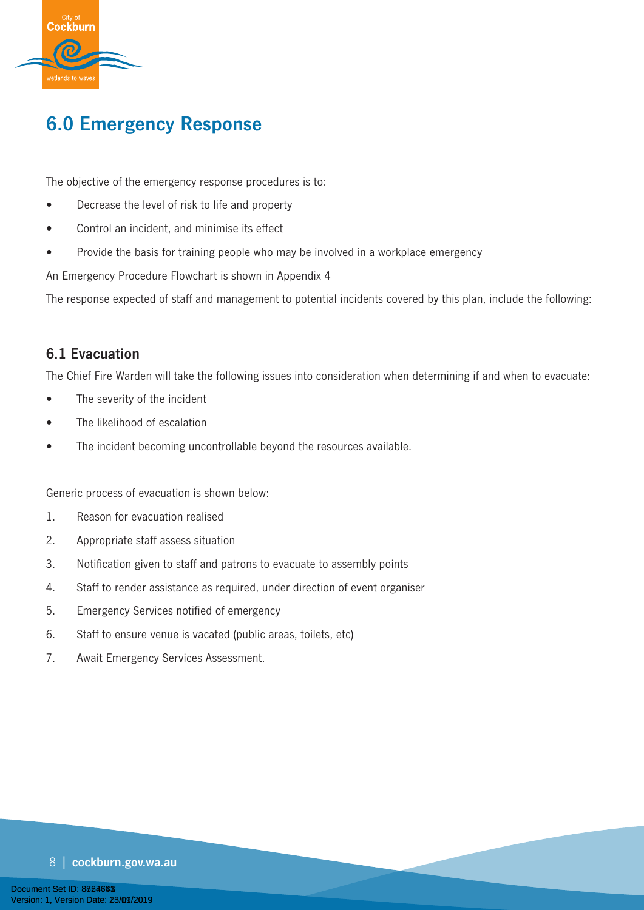# 6.0 Emergency Response

The objective of the emergency response procedures is to:

- Decrease the level of risk to life and property
- Control an incident, and minimise its effect
- Provide the basis for training people who may be involved in a workplace emergency

An Emergency Procedure Flowchart is shown in Appendix 4

The response expected of staff and management to potential incidents covered by this plan, include the following:

## 6.1 Evacuation

The Chief Fire Warden will take the following issues into consideration when determining if and when to evacuate:

- The severity of the incident
- The likelihood of escalation
- The incident becoming uncontrollable beyond the resources available.

Generic process of evacuation is shown below:

1. Reason for evacuation realised
2. Appropriate staff assess situation
3. Notification given to staff and patrons to evacuate to assembly points
4. Staff to render assistance as required, under direction of event organiser
5. Emergency Services notified of emergency
6. Staff to ensure venue is vacated (public areas, toilets, etc)
7. Await Emergency Services Assessment.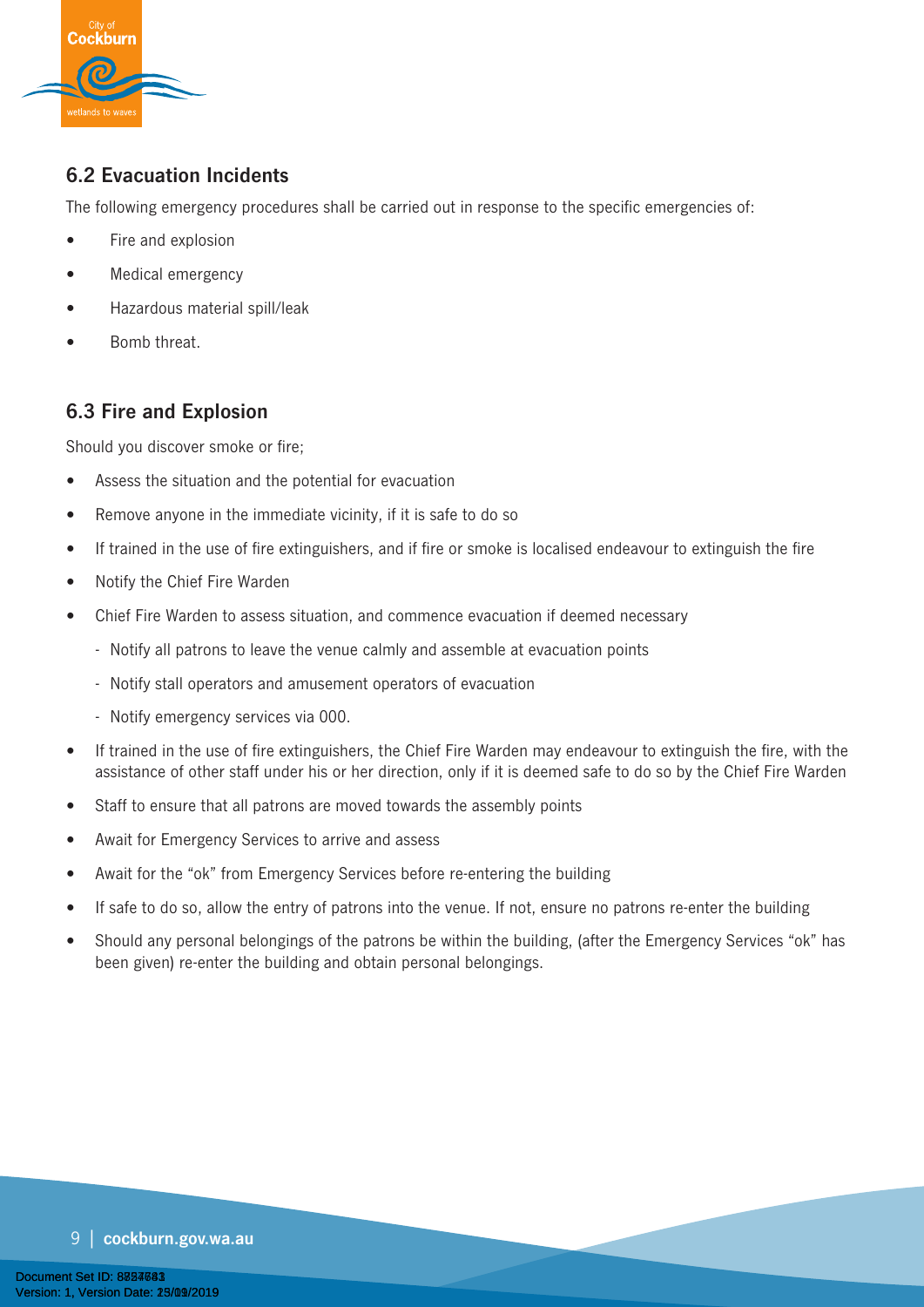## 6.2 Evacuation Incidents

The following emergency procedures shall be carried out in response to the specific emergencies of:

- Fire and explosion
- Medical emergency
- Hazardous material spill/leak
- Bomb threat.

## 6.3 Fire and Explosion

Should you discover smoke or fire;

- Assess the situation and the potential for evacuation
- Remove anyone in the immediate vicinity, if it is safe to do so
- If trained in the use of fire extinguishers, and if fire or smoke is localised endeavour to extinguish the fire
- Notify the Chief Fire Warden
- Chief Fire Warden to assess situation, and commence evacuation if deemed necessary
  - Notify all patrons to leave the venue calmly and assemble at evacuation points
  - Notify stall operators and amusement operators of evacuation
  - Notify emergency services via 000.
- If trained in the use of fire extinguishers, the Chief Fire Warden may endeavour to extinguish the fire, with the assistance of other staff under his or her direction, only if it is deemed safe to do so by the Chief Fire Warden
- Staff to ensure that all patrons are moved towards the assembly points
- Await for Emergency Services to arrive and assess
- Await for the "ok" from Emergency Services before re-entering the building
- If safe to do so, allow the entry of patrons into the venue. If not, ensure no patrons re-enter the building
- Should any personal belongings of the patrons be within the building, (after the Emergency Services "ok" has been given) re-enter the building and obtain personal belongings.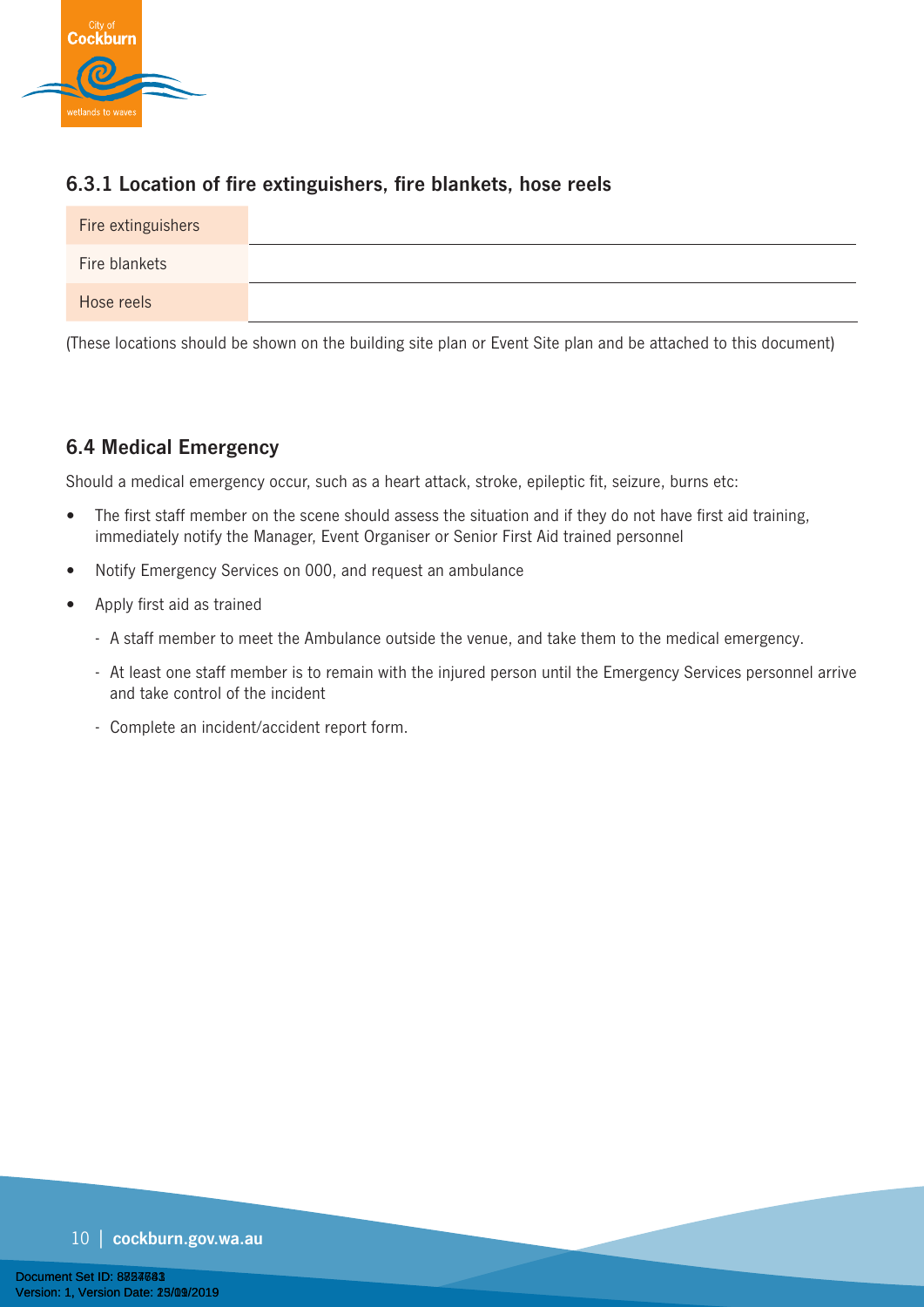### 6.3.1 Location of fire extinguishers, fire blankets, hose reels

| | |
|---|---|
| Fire extinguishers | |
| Fire blankets | |
| Hose reels | |

(These locations should be shown on the building site plan or Event Site plan and be attached to this document)

### 6.4 Medical Emergency

Should a medical emergency occur, such as a heart attack, stroke, epileptic fit, seizure, burns etc:

- The first staff member on the scene should assess the situation and if they do not have first aid training, immediately notify the Manager, Event Organiser or Senior First Aid trained personnel
- Notify Emergency Services on 000, and request an ambulance
- Apply first aid as trained
  - A staff member to meet the Ambulance outside the venue, and take them to the medical emergency.
  - At least one staff member is to remain with the injured person until the Emergency Services personnel arrive and take control of the incident
  - Complete an incident/accident report form.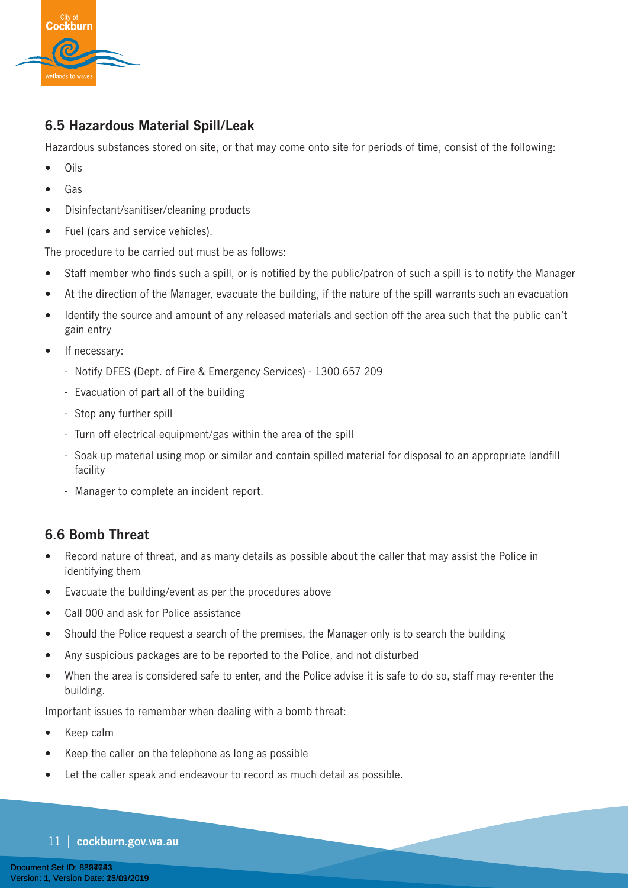## 6.5 Hazardous Material Spill/Leak

Hazardous substances stored on site, or that may come onto site for periods of time, consist of the following:

- Oils
- Gas
- Disinfectant/sanitiser/cleaning products
- Fuel (cars and service vehicles).

The procedure to be carried out must be as follows:

- Staff member who finds such a spill, or is notified by the public/patron of such a spill is to notify the Manager
- At the direction of the Manager, evacuate the building, if the nature of the spill warrants such an evacuation
- Identify the source and amount of any released materials and section off the area such that the public can't gain entry
- If necessary:
  - Notify DFES (Dept. of Fire & Emergency Services) - 1300 657 209
  - Evacuation of part all of the building
  - Stop any further spill
  - Turn off electrical equipment/gas within the area of the spill
  - Soak up material using mop or similar and contain spilled material for disposal to an appropriate landfill facility
  - Manager to complete an incident report.

## 6.6 Bomb Threat

- Record nature of threat, and as many details as possible about the caller that may assist the Police in identifying them
- Evacuate the building/event as per the procedures above
- Call 000 and ask for Police assistance
- Should the Police request a search of the premises, the Manager only is to search the building
- Any suspicious packages are to be reported to the Police, and not disturbed
- When the area is considered safe to enter, and the Police advise it is safe to do so, staff may re-enter the building.

Important issues to remember when dealing with a bomb threat:

- Keep calm
- Keep the caller on the telephone as long as possible
- Let the caller speak and endeavour to record as much detail as possible.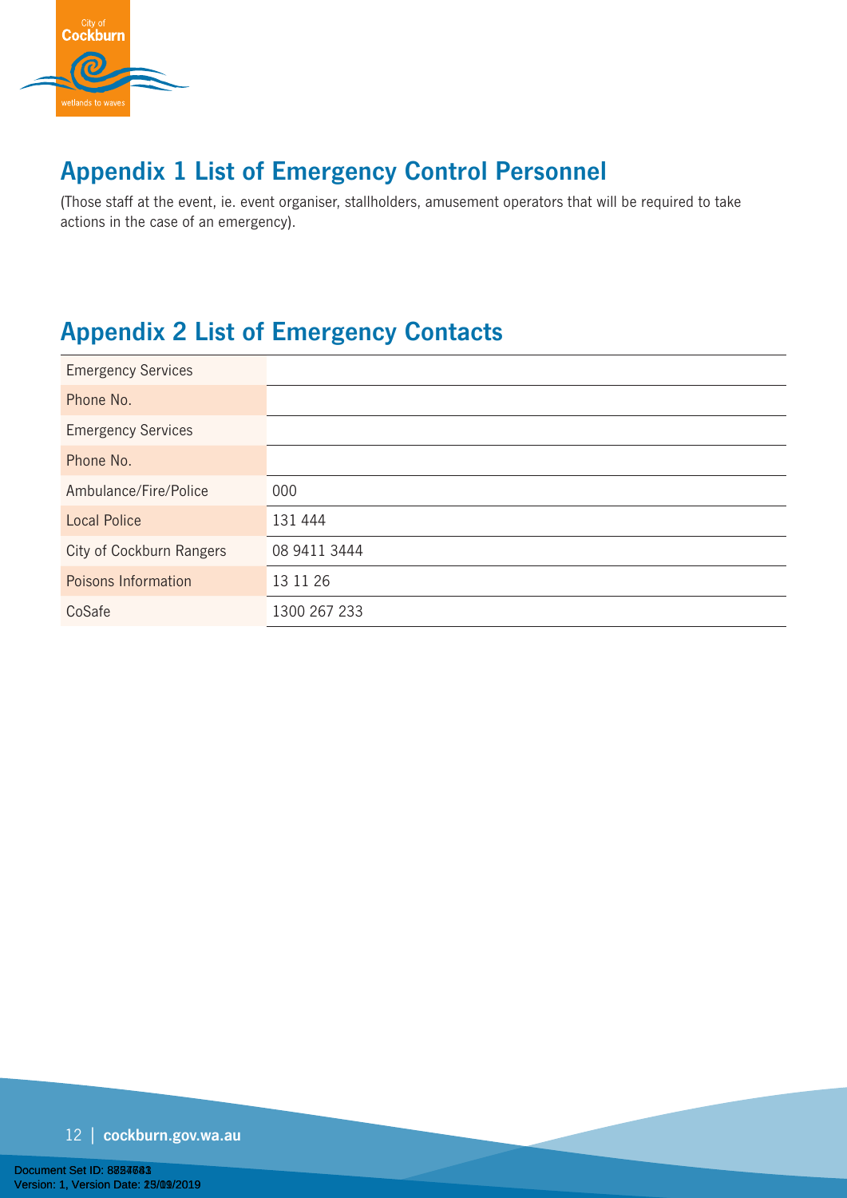## Appendix 1 List of Emergency Control Personnel

(Those staff at the event, ie. event organiser, stallholders, amusement operators that will be required to take actions in the case of an emergency).

## Appendix 2 List of Emergency Contacts

| | |
|---|---|
| Emergency Services | |
| Phone No. | |
| Emergency Services | |
| Phone No. | |
| Ambulance/Fire/Police | 000 |
| Local Police | 131 444 |
| City of Cockburn Rangers | 08 9411 3444 |
| Poisons Information | 13 11 26 |
| CoSafe | 1300 267 233 |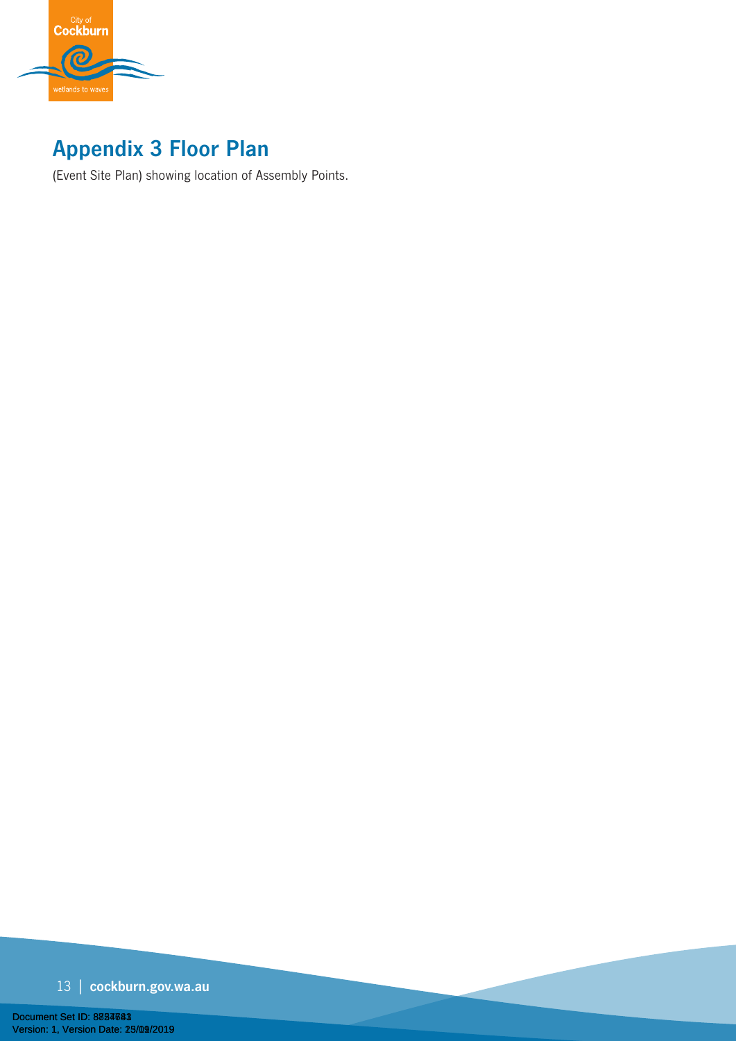## Appendix 3 Floor Plan

(Event Site Plan) showing location of Assembly Points.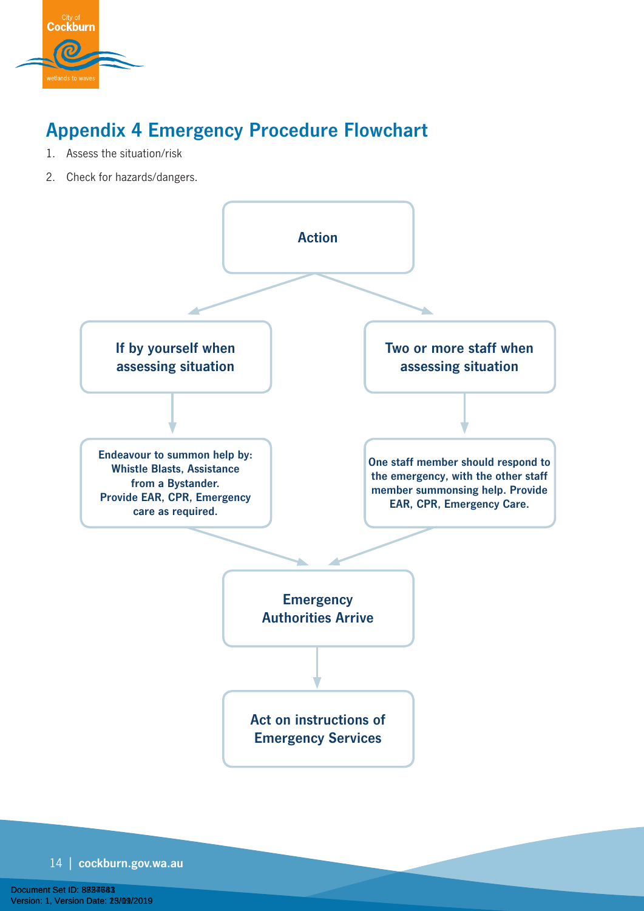## Appendix 4 Emergency Procedure Flowchart

1. Assess the situation/risk
2. Check for hazards/dangers.

**Action**

**If by yourself when assessing situation**

**Endeavour to summon help by: Whistle Blasts, Assistance from a Bystander. Provide EAR, CPR, Emergency care as required.**

**Two or more staff when assessing situation**

**One staff member should respond to the emergency, with the other staff member summonsing help. Provide EAR, CPR, Emergency Care.**

**Emergency Authorities Arrive**

**Act on instructions of Emergency Services**